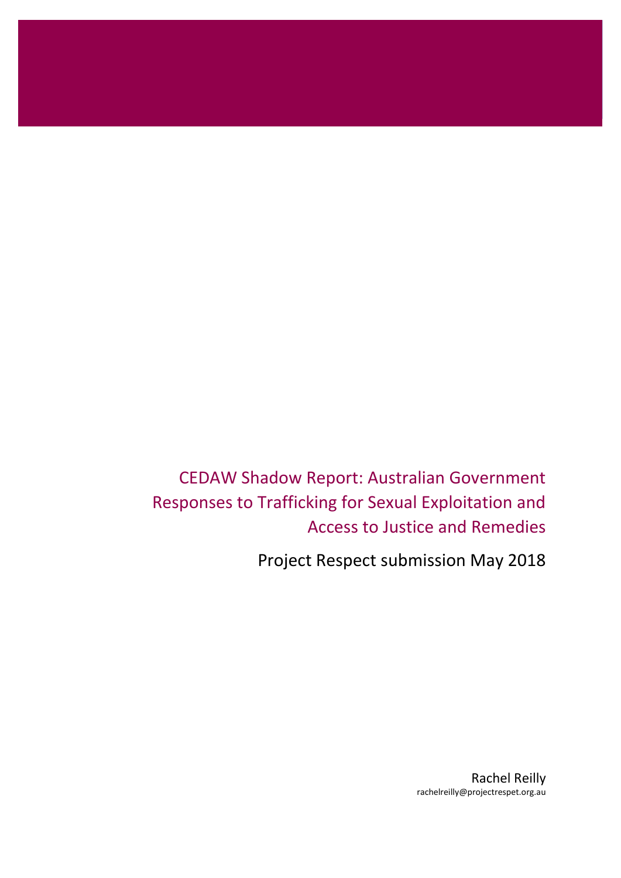# CEDAW Shadow Report: Australian Government Responses to Trafficking for Sexual Exploitation and Access to Justice and Remedies

Project Respect submission May 2018

Rachel Reilly
rachelreilly@projectrespet.org.au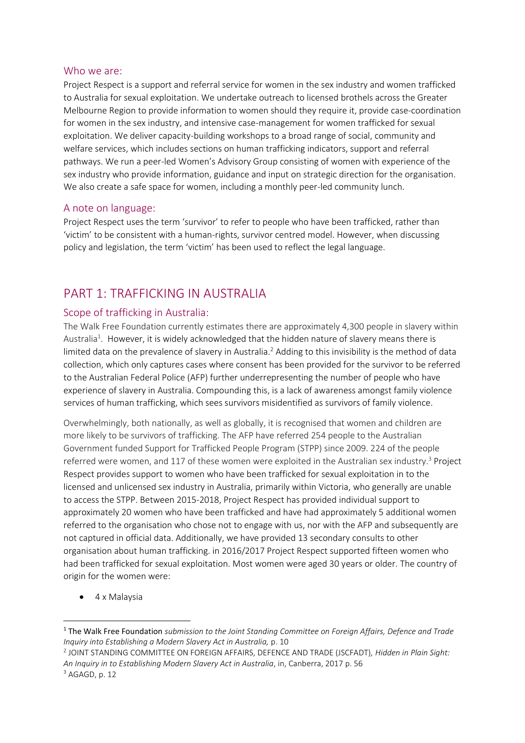## Who we are:

Project Respect is a support and referral service for women in the sex industry and women trafficked to Australia for sexual exploitation. We undertake outreach to licensed brothels across the Greater Melbourne Region to provide information to women should they require it, provide case-coordination for women in the sex industry, and intensive case-management for women trafficked for sexual exploitation. We deliver capacity-building workshops to a broad range of social, community and welfare services, which includes sections on human trafficking indicators, support and referral pathways. We run a peer-led Women's Advisory Group consisting of women with experience of the sex industry who provide information, guidance and input on strategic direction for the organisation. We also create a safe space for women, including a monthly peer-led community lunch.

## A note on language:

Project Respect uses the term 'survivor' to refer to people who have been trafficked, rather than 'victim' to be consistent with a human-rights, survivor centred model. However, when discussing policy and legislation, the term 'victim' has been used to reflect the legal language.

# PART 1: TRAFFICKING IN AUSTRALIA

## Scope of trafficking in Australia:

The Walk Free Foundation currently estimates there are approximately 4,300 people in slavery within Australia[1]. However, it is widely acknowledged that the hidden nature of slavery means there is limited data on the prevalence of slavery in Australia.[2] Adding to this invisibility is the method of data collection, which only captures cases where consent has been provided for the survivor to be referred to the Australian Federal Police (AFP) further underrepresenting the number of people who have experience of slavery in Australia. Compounding this, is a lack of awareness amongst family violence services of human trafficking, which sees survivors misidentified as survivors of family violence.

Overwhelmingly, both nationally, as well as globally, it is recognised that women and children are more likely to be survivors of trafficking. The AFP have referred 254 people to the Australian Government funded Support for Trafficked People Program (STPP) since 2009. 224 of the people referred were women, and 117 of these women were exploited in the Australian sex industry.[3] Project Respect provides support to women who have been trafficked for sexual exploitation in to the licensed and unlicensed sex industry in Australia, primarily within Victoria, who generally are unable to access the STPP. Between 2015-2018, Project Respect has provided individual support to approximately 20 women who have been trafficked and have had approximately 5 additional women referred to the organisation who chose not to engage with us, nor with the AFP and subsequently are not captured in official data. Additionally, we have provided 13 secondary consults to other organisation about human trafficking. in 2016/2017 Project Respect supported fifteen women who had been trafficked for sexual exploitation. Most women were aged 30 years or older. The country of origin for the women were:

- 4 x Malaysia

---

[1] The Walk Free Foundation *submission to the Joint Standing Committee on Foreign Affairs, Defence and Trade Inquiry into Establishing a Modern Slavery Act in Australia,* p. 10

[2] JOINT STANDING COMMITTEE ON FOREIGN AFFAIRS, DEFENCE AND TRADE (JSCFADT)*, Hidden in Plain Sight: An Inquiry in to Establishing Modern Slavery Act in Australia*, in, Canberra, 2017 p. 56

[3] AGAGD, p. 12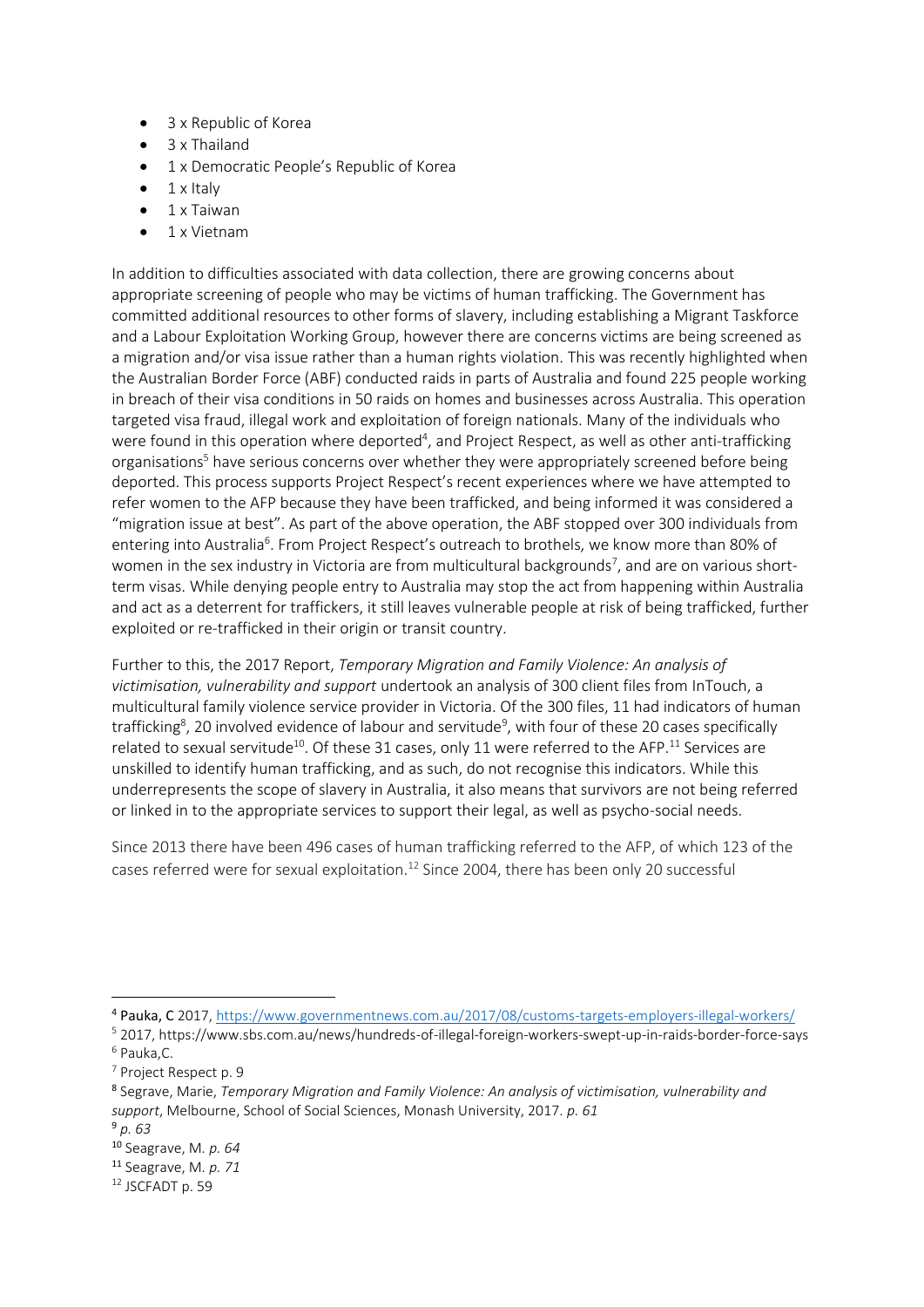- 3 x Republic of Korea
- 3 x Thailand
- 1 x Democratic People's Republic of Korea
- 1 x Italy
- 1 x Taiwan
- 1 x Vietnam

In addition to difficulties associated with data collection, there are growing concerns about appropriate screening of people who may be victims of human trafficking. The Government has committed additional resources to other forms of slavery, including establishing a Migrant Taskforce and a Labour Exploitation Working Group, however there are concerns victims are being screened as a migration and/or visa issue rather than a human rights violation. This was recently highlighted when the Australian Border Force (ABF) conducted raids in parts of Australia and found 225 people working in breach of their visa conditions in 50 raids on homes and businesses across Australia. This operation targeted visa fraud, illegal work and exploitation of foreign nationals. Many of the individuals who were found in this operation where deported[4], and Project Respect, as well as other anti-trafficking organisations[5] have serious concerns over whether they were appropriately screened before being deported. This process supports Project Respect's recent experiences where we have attempted to refer women to the AFP because they have been trafficked, and being informed it was considered a "migration issue at best". As part of the above operation, the ABF stopped over 300 individuals from entering into Australia[6]. From Project Respect's outreach to brothels, we know more than 80% of women in the sex industry in Victoria are from multicultural backgrounds[7], and are on various short-term visas. While denying people entry to Australia may stop the act from happening within Australia and act as a deterrent for traffickers, it still leaves vulnerable people at risk of being trafficked, further exploited or re-trafficked in their origin or transit country.

Further to this, the 2017 Report, *Temporary Migration and Family Violence: An analysis of victimisation, vulnerability and support* undertook an analysis of 300 client files from InTouch, a multicultural family violence service provider in Victoria. Of the 300 files, 11 had indicators of human trafficking[8], 20 involved evidence of labour and servitude[9], with four of these 20 cases specifically related to sexual servitude[10]. Of these 31 cases, only 11 were referred to the AFP.[11] Services are unskilled to identify human trafficking, and as such, do not recognise this indicators. While this underrepresents the scope of slavery in Australia, it also means that survivors are not being referred or linked in to the appropriate services to support their legal, as well as psycho-social needs.

Since 2013 there have been 496 cases of human trafficking referred to the AFP, of which 123 of the cases referred were for sexual exploitation.[12] Since 2004, there has been only 20 successful

---

[4] **Pauka, C** 2017, https://www.governmentnews.com.au/2017/08/customs-targets-employers-illegal-workers/

[5] 2017, https://www.sbs.com.au/news/hundreds-of-illegal-foreign-workers-swept-up-in-raids-border-force-says

[6] Pauka,C.

[7] Project Respect p. 9

[8] Segrave, Marie, *Temporary Migration and Family Violence: An analysis of victimisation, vulnerability and support*, Melbourne, School of Social Sciences, Monash University, 2017. *p. 61*

[9] *p. 63*

[10] Seagrave, M. *p. 64*

[11] Seagrave, M. *p. 71*

[12] JSCFADT p. 59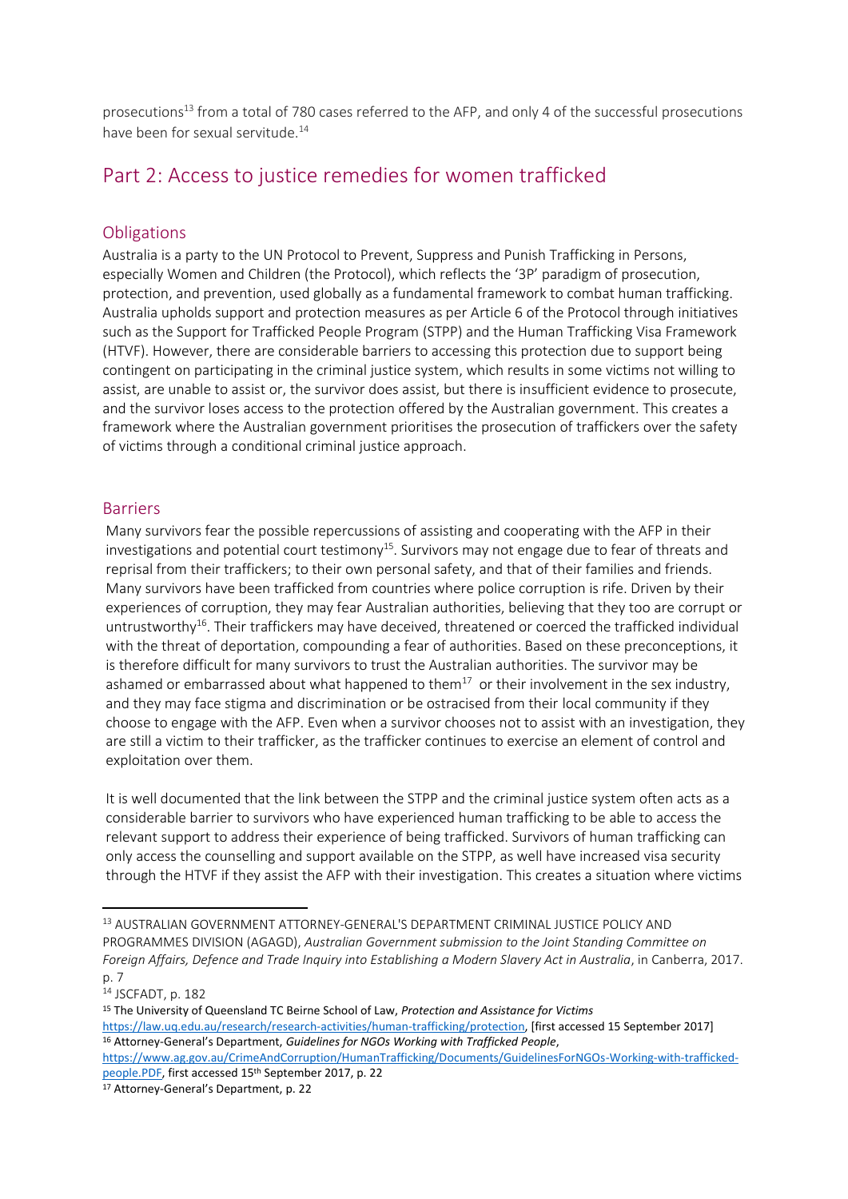prosecutions[13] from a total of 780 cases referred to the AFP, and only 4 of the successful prosecutions have been for sexual servitude.[14]

## Part 2: Access to justice remedies for women trafficked

### Obligations

Australia is a party to the UN Protocol to Prevent, Suppress and Punish Trafficking in Persons, especially Women and Children (the Protocol), which reflects the '3P' paradigm of prosecution, protection, and prevention, used globally as a fundamental framework to combat human trafficking. Australia upholds support and protection measures as per Article 6 of the Protocol through initiatives such as the Support for Trafficked People Program (STPP) and the Human Trafficking Visa Framework (HTVF). However, there are considerable barriers to accessing this protection due to support being contingent on participating in the criminal justice system, which results in some victims not willing to assist, are unable to assist or, the survivor does assist, but there is insufficient evidence to prosecute, and the survivor loses access to the protection offered by the Australian government. This creates a framework where the Australian government prioritises the prosecution of traffickers over the safety of victims through a conditional criminal justice approach.

### Barriers

Many survivors fear the possible repercussions of assisting and cooperating with the AFP in their investigations and potential court testimony[15]. Survivors may not engage due to fear of threats and reprisal from their traffickers; to their own personal safety, and that of their families and friends. Many survivors have been trafficked from countries where police corruption is rife. Driven by their experiences of corruption, they may fear Australian authorities, believing that they too are corrupt or untrustworthy[16]. Their traffickers may have deceived, threatened or coerced the trafficked individual with the threat of deportation, compounding a fear of authorities. Based on these preconceptions, it is therefore difficult for many survivors to trust the Australian authorities. The survivor may be ashamed or embarrassed about what happened to them[17] or their involvement in the sex industry, and they may face stigma and discrimination or be ostracised from their local community if they choose to engage with the AFP. Even when a survivor chooses not to assist with an investigation, they are still a victim to their trafficker, as the trafficker continues to exercise an element of control and exploitation over them.

It is well documented that the link between the STPP and the criminal justice system often acts as a considerable barrier to survivors who have experienced human trafficking to be able to access the relevant support to address their experience of being trafficked. Survivors of human trafficking can only access the counselling and support available on the STPP, as well have increased visa security through the HTVF if they assist the AFP with their investigation. This creates a situation where victims

---

[13] AUSTRALIAN GOVERNMENT ATTORNEY-GENERAL'S DEPARTMENT CRIMINAL JUSTICE POLICY AND PROGRAMMES DIVISION (AGAGD), *Australian Government submission to the Joint Standing Committee on Foreign Affairs, Defence and Trade Inquiry into Establishing a Modern Slavery Act in Australia*, in Canberra, 2017. p. 7

[14] JSCFADT, p. 182

[15] The University of Queensland TC Beirne School of Law, *Protection and Assistance for Victims* https://law.uq.edu.au/research/research-activities/human-trafficking/protection, [first accessed 15 September 2017]

[16] Attorney-General's Department, *Guidelines for NGOs Working with Trafficked People*, https://www.ag.gov.au/CrimeAndCorruption/HumanTrafficking/Documents/GuidelinesForNGOs-Working-with-trafficked-people.PDF, first accessed 15th September 2017, p. 22

[17] Attorney-General's Department, p. 22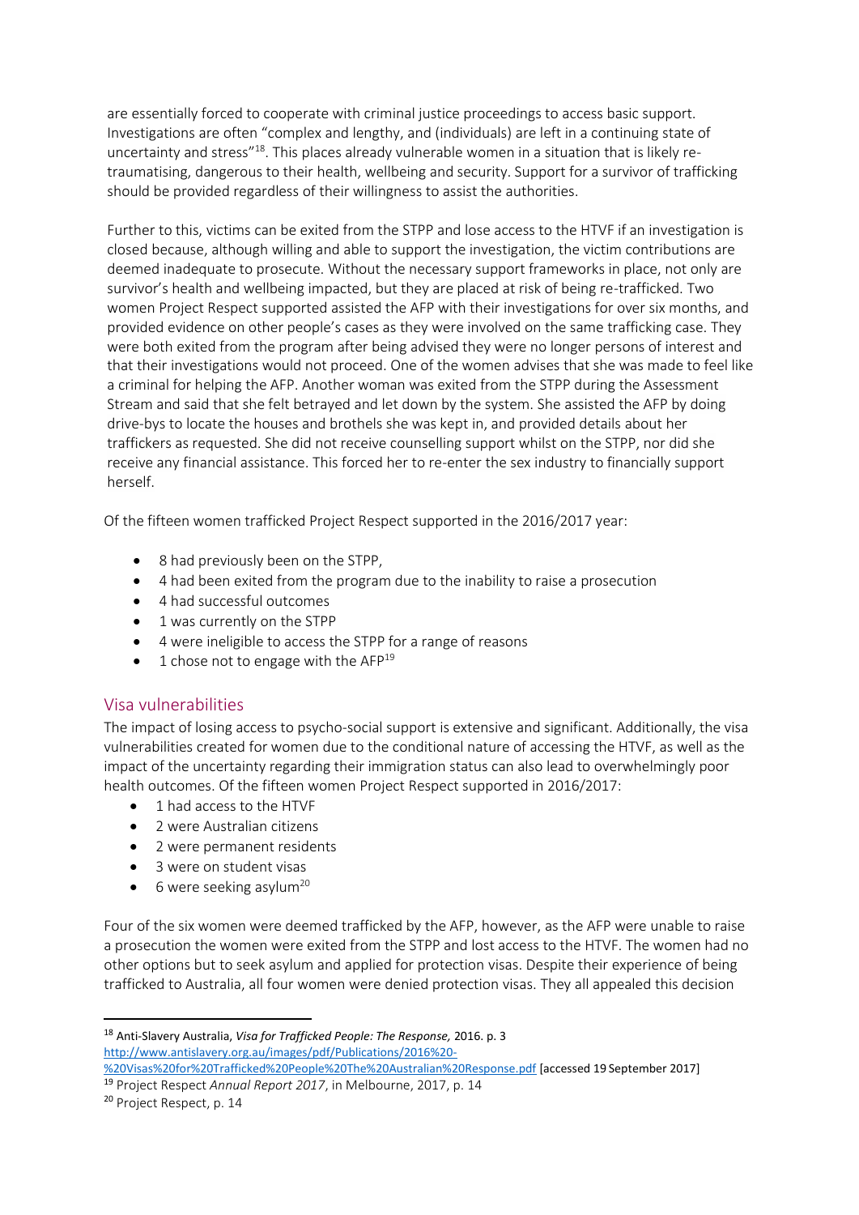are essentially forced to cooperate with criminal justice proceedings to access basic support. Investigations are often "complex and lengthy, and (individuals) are left in a continuing state of uncertainty and stress"[18]. This places already vulnerable women in a situation that is likely re-traumatising, dangerous to their health, wellbeing and security. Support for a survivor of trafficking should be provided regardless of their willingness to assist the authorities.

Further to this, victims can be exited from the STPP and lose access to the HTVF if an investigation is closed because, although willing and able to support the investigation, the victim contributions are deemed inadequate to prosecute. Without the necessary support frameworks in place, not only are survivor's health and wellbeing impacted, but they are placed at risk of being re-trafficked. Two women Project Respect supported assisted the AFP with their investigations for over six months, and provided evidence on other people's cases as they were involved on the same trafficking case. They were both exited from the program after being advised they were no longer persons of interest and that their investigations would not proceed. One of the women advises that she was made to feel like a criminal for helping the AFP. Another woman was exited from the STPP during the Assessment Stream and said that she felt betrayed and let down by the system. She assisted the AFP by doing drive-bys to locate the houses and brothels she was kept in, and provided details about her traffickers as requested. She did not receive counselling support whilst on the STPP, nor did she receive any financial assistance. This forced her to re-enter the sex industry to financially support herself.

Of the fifteen women trafficked Project Respect supported in the 2016/2017 year:

- 8 had previously been on the STPP,
- 4 had been exited from the program due to the inability to raise a prosecution
- 4 had successful outcomes
- 1 was currently on the STPP
- 4 were ineligible to access the STPP for a range of reasons
- 1 chose not to engage with the AFP[19]

## Visa vulnerabilities

The impact of losing access to psycho-social support is extensive and significant. Additionally, the visa vulnerabilities created for women due to the conditional nature of accessing the HTVF, as well as the impact of the uncertainty regarding their immigration status can also lead to overwhelmingly poor health outcomes. Of the fifteen women Project Respect supported in 2016/2017:

- 1 had access to the HTVF
- 2 were Australian citizens
- 2 were permanent residents
- 3 were on student visas
- 6 were seeking asylum[20]

Four of the six women were deemed trafficked by the AFP, however, as the AFP were unable to raise a prosecution the women were exited from the STPP and lost access to the HTVF. The women had no other options but to seek asylum and applied for protection visas. Despite their experience of being trafficked to Australia, all four women were denied protection visas. They all appealed this decision

---

[18] Anti-Slavery Australia, *Visa for Trafficked People: The Response,* 2016. p. 3 http://www.antislavery.org.au/images/pdf/Publications/2016%20-%20Visas%20for%20Trafficked%20People%20The%20Australian%20Response.pdf [accessed 19 September 2017]

[19] Project Respect *Annual Report 2017*, in Melbourne, 2017, p. 14

[20] Project Respect, p. 14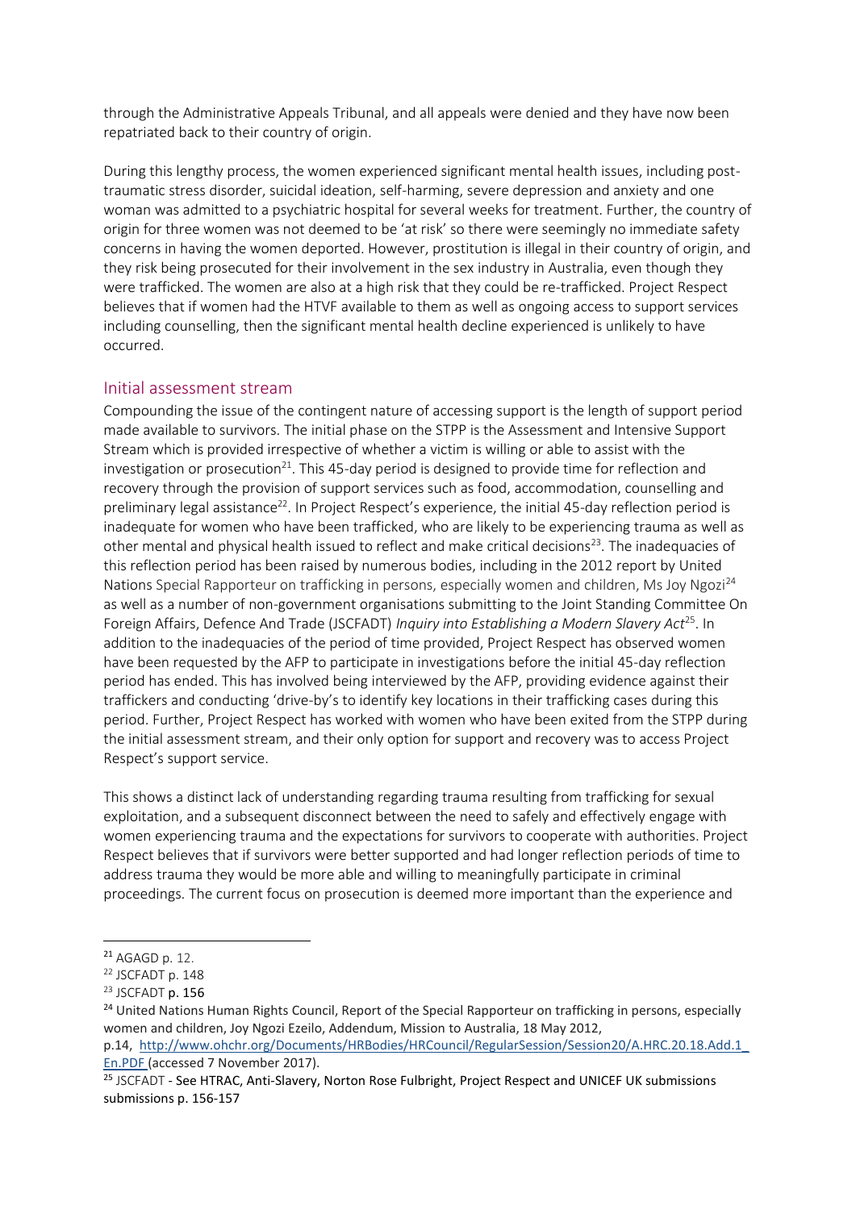through the Administrative Appeals Tribunal, and all appeals were denied and they have now been repatriated back to their country of origin.

During this lengthy process, the women experienced significant mental health issues, including post-traumatic stress disorder, suicidal ideation, self-harming, severe depression and anxiety and one woman was admitted to a psychiatric hospital for several weeks for treatment. Further, the country of origin for three women was not deemed to be 'at risk' so there were seemingly no immediate safety concerns in having the women deported. However, prostitution is illegal in their country of origin, and they risk being prosecuted for their involvement in the sex industry in Australia, even though they were trafficked. The women are also at a high risk that they could be re-trafficked. Project Respect believes that if women had the HTVF available to them as well as ongoing access to support services including counselling, then the significant mental health decline experienced is unlikely to have occurred.

## Initial assessment stream

Compounding the issue of the contingent nature of accessing support is the length of support period made available to survivors. The initial phase on the STPP is the Assessment and Intensive Support Stream which is provided irrespective of whether a victim is willing or able to assist with the investigation or prosecution[21]. This 45-day period is designed to provide time for reflection and recovery through the provision of support services such as food, accommodation, counselling and preliminary legal assistance[22]. In Project Respect's experience, the initial 45-day reflection period is inadequate for women who have been trafficked, who are likely to be experiencing trauma as well as other mental and physical health issued to reflect and make critical decisions[23]. The inadequacies of this reflection period has been raised by numerous bodies, including in the 2012 report by United Nations Special Rapporteur on trafficking in persons, especially women and children, Ms Joy Ngozi[24] as well as a number of non-government organisations submitting to the Joint Standing Committee On Foreign Affairs, Defence And Trade (JSCFADT) *Inquiry into Establishing a Modern Slavery Act*[25]. In addition to the inadequacies of the period of time provided, Project Respect has observed women have been requested by the AFP to participate in investigations before the initial 45-day reflection period has ended. This has involved being interviewed by the AFP, providing evidence against their traffickers and conducting 'drive-by's to identify key locations in their trafficking cases during this period. Further, Project Respect has worked with women who have been exited from the STPP during the initial assessment stream, and their only option for support and recovery was to access Project Respect's support service.

This shows a distinct lack of understanding regarding trauma resulting from trafficking for sexual exploitation, and a subsequent disconnect between the need to safely and effectively engage with women experiencing trauma and the expectations for survivors to cooperate with authorities. Project Respect believes that if survivors were better supported and had longer reflection periods of time to address trauma they would be more able and willing to meaningfully participate in criminal proceedings. The current focus on prosecution is deemed more important than the experience and

---

[21] AGAGD p. 12.

[22] JSCFADT p. 148

[23] JSCFADT p. 156

[24] United Nations Human Rights Council, Report of the Special Rapporteur on trafficking in persons, especially women and children, Joy Ngozi Ezeilo, Addendum, Mission to Australia, 18 May 2012, p.14, http://www.ohchr.org/Documents/HRBodies/HRCouncil/RegularSession/Session20/A.HRC.20.18.Add.1_En.PDF (accessed 7 November 2017).

[25] JSCFADT - See HTRAC, Anti-Slavery, Norton Rose Fulbright, Project Respect and UNICEF UK submissions submissions p. 156-157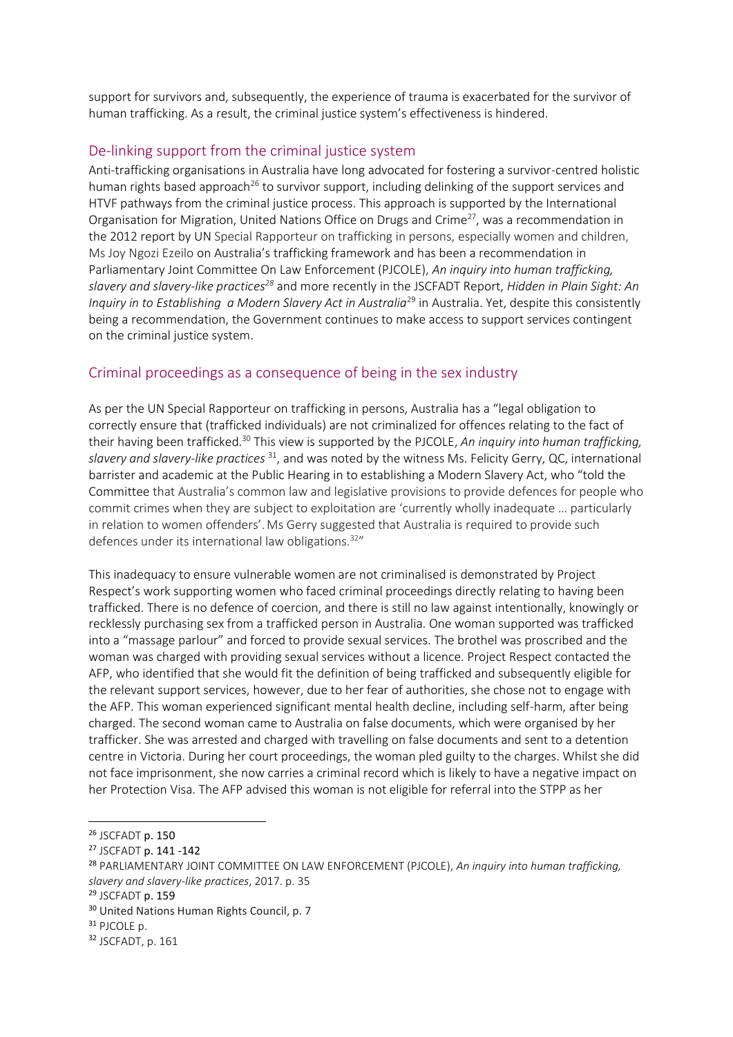support for survivors and, subsequently, the experience of trauma is exacerbated for the survivor of human trafficking. As a result, the criminal justice system's effectiveness is hindered.

## De-linking support from the criminal justice system

Anti-trafficking organisations in Australia have long advocated for fostering a survivor-centred holistic human rights based approach[26] to survivor support, including delinking of the support services and HTVF pathways from the criminal justice process. This approach is supported by the International Organisation for Migration, United Nations Office on Drugs and Crime[27], was a recommendation in the 2012 report by UN Special Rapporteur on trafficking in persons, especially women and children, Ms Joy Ngozi Ezeilo on Australia's trafficking framework and has been a recommendation in Parliamentary Joint Committee On Law Enforcement (PJCOLE), *An inquiry into human trafficking, slavery and slavery-like practices*[28] and more recently in the JSCFADT Report, *Hidden in Plain Sight: An Inquiry in to Establishing a Modern Slavery Act in Australia*[29] in Australia. Yet, despite this consistently being a recommendation, the Government continues to make access to support services contingent on the criminal justice system.

## Criminal proceedings as a consequence of being in the sex industry

As per the UN Special Rapporteur on trafficking in persons, Australia has a "legal obligation to correctly ensure that (trafficked individuals) are not criminalized for offences relating to the fact of their having been trafficked.[30] This view is supported by the PJCOLE, *An inquiry into human trafficking, slavery and slavery-like practices*[31], and was noted by the witness Ms. Felicity Gerry, QC, international barrister and academic at the Public Hearing in to establishing a Modern Slavery Act, who "told the Committee that Australia's common law and legislative provisions to provide defences for people who commit crimes when they are subject to exploitation are 'currently wholly inadequate … particularly in relation to women offenders'. Ms Gerry suggested that Australia is required to provide such defences under its international law obligations.[32]"

This inadequacy to ensure vulnerable women are not criminalised is demonstrated by Project Respect's work supporting women who faced criminal proceedings directly relating to having been trafficked. There is no defence of coercion, and there is still no law against intentionally, knowingly or recklessly purchasing sex from a trafficked person in Australia. One woman supported was trafficked into a "massage parlour" and forced to provide sexual services. The brothel was proscribed and the woman was charged with providing sexual services without a licence. Project Respect contacted the AFP, who identified that she would fit the definition of being trafficked and subsequently eligible for the relevant support services, however, due to her fear of authorities, she chose not to engage with the AFP. This woman experienced significant mental health decline, including self-harm, after being charged. The second woman came to Australia on false documents, which were organised by her trafficker. She was arrested and charged with travelling on false documents and sent to a detention centre in Victoria. During her court proceedings, the woman pled guilty to the charges. Whilst she did not face imprisonment, she now carries a criminal record which is likely to have a negative impact on her Protection Visa. The AFP advised this woman is not eligible for referral into the STPP as her

[26] JSCFADT p. 150
[27] JSCFADT p. 141 -142
[28] PARLIAMENTARY JOINT COMMITTEE ON LAW ENFORCEMENT (PJCOLE), *An inquiry into human trafficking, slavery and slavery-like practices*, 2017. p. 35
[29] JSCFADT p. 159
[30] United Nations Human Rights Council, p. 7
[31] PJCOLE p.
[32] JSCFADT, p. 161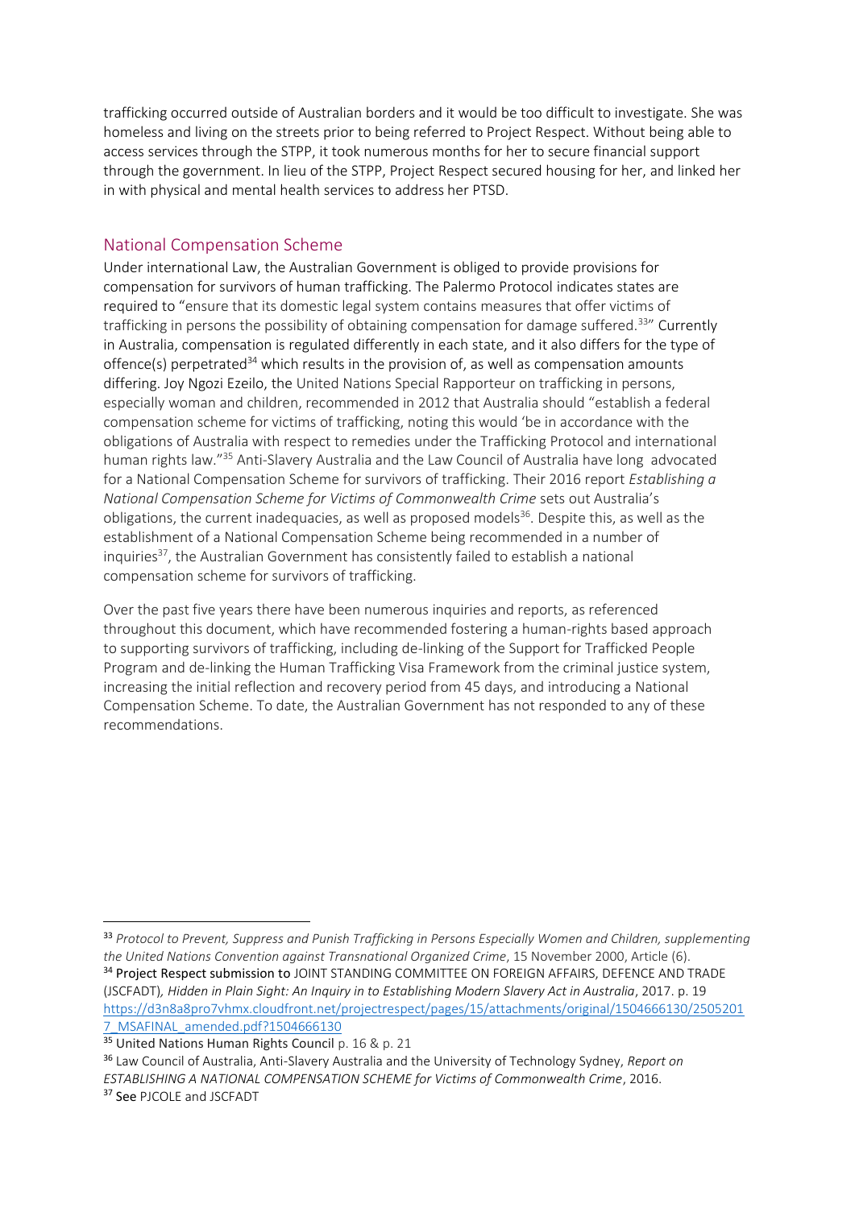trafficking occurred outside of Australian borders and it would be too difficult to investigate. She was homeless and living on the streets prior to being referred to Project Respect. Without being able to access services through the STPP, it took numerous months for her to secure financial support through the government. In lieu of the STPP, Project Respect secured housing for her, and linked her in with physical and mental health services to address her PTSD.

## National Compensation Scheme

Under international Law, the Australian Government is obliged to provide provisions for compensation for survivors of human trafficking. The Palermo Protocol indicates states are required to "ensure that its domestic legal system contains measures that offer victims of trafficking in persons the possibility of obtaining compensation for damage suffered.[33]" Currently in Australia, compensation is regulated differently in each state, and it also differs for the type of offence(s) perpetrated[34] which results in the provision of, as well as compensation amounts differing. Joy Ngozi Ezeilo, the United Nations Special Rapporteur on trafficking in persons, especially woman and children, recommended in 2012 that Australia should "establish a federal compensation scheme for victims of trafficking, noting this would 'be in accordance with the obligations of Australia with respect to remedies under the Trafficking Protocol and international human rights law."[35] Anti-Slavery Australia and the Law Council of Australia have long advocated for a National Compensation Scheme for survivors of trafficking. Their 2016 report *Establishing a National Compensation Scheme for Victims of Commonwealth Crime* sets out Australia's obligations, the current inadequacies, as well as proposed models[36]. Despite this, as well as the establishment of a National Compensation Scheme being recommended in a number of inquiries[37], the Australian Government has consistently failed to establish a national compensation scheme for survivors of trafficking.

Over the past five years there have been numerous inquiries and reports, as referenced throughout this document, which have recommended fostering a human-rights based approach to supporting survivors of trafficking, including de-linking of the Support for Trafficked People Program and de-linking the Human Trafficking Visa Framework from the criminal justice system, increasing the initial reflection and recovery period from 45 days, and introducing a National Compensation Scheme. To date, the Australian Government has not responded to any of these recommendations.

---

[33] *Protocol to Prevent, Suppress and Punish Trafficking in Persons Especially Women and Children, supplementing the United Nations Convention against Transnational Organized Crime*, 15 November 2000, Article (6).

[34] Project Respect submission to JOINT STANDING COMMITTEE ON FOREIGN AFFAIRS, DEFENCE AND TRADE (JSCFADT), *Hidden in Plain Sight: An Inquiry in to Establishing Modern Slavery Act in Australia*, 2017. p. 19 https://d3n8a8pro7vhmx.cloudfront.net/projectrespect/pages/15/attachments/original/1504666130/25052017_MSAFINAL_amended.pdf?1504666130

[35] United Nations Human Rights Council p. 16 & p. 21

[36] Law Council of Australia, Anti-Slavery Australia and the University of Technology Sydney, *Report on ESTABLISHING A NATIONAL COMPENSATION SCHEME for Victims of Commonwealth Crime*, 2016.

[37] See PJCOLE and JSCFADT